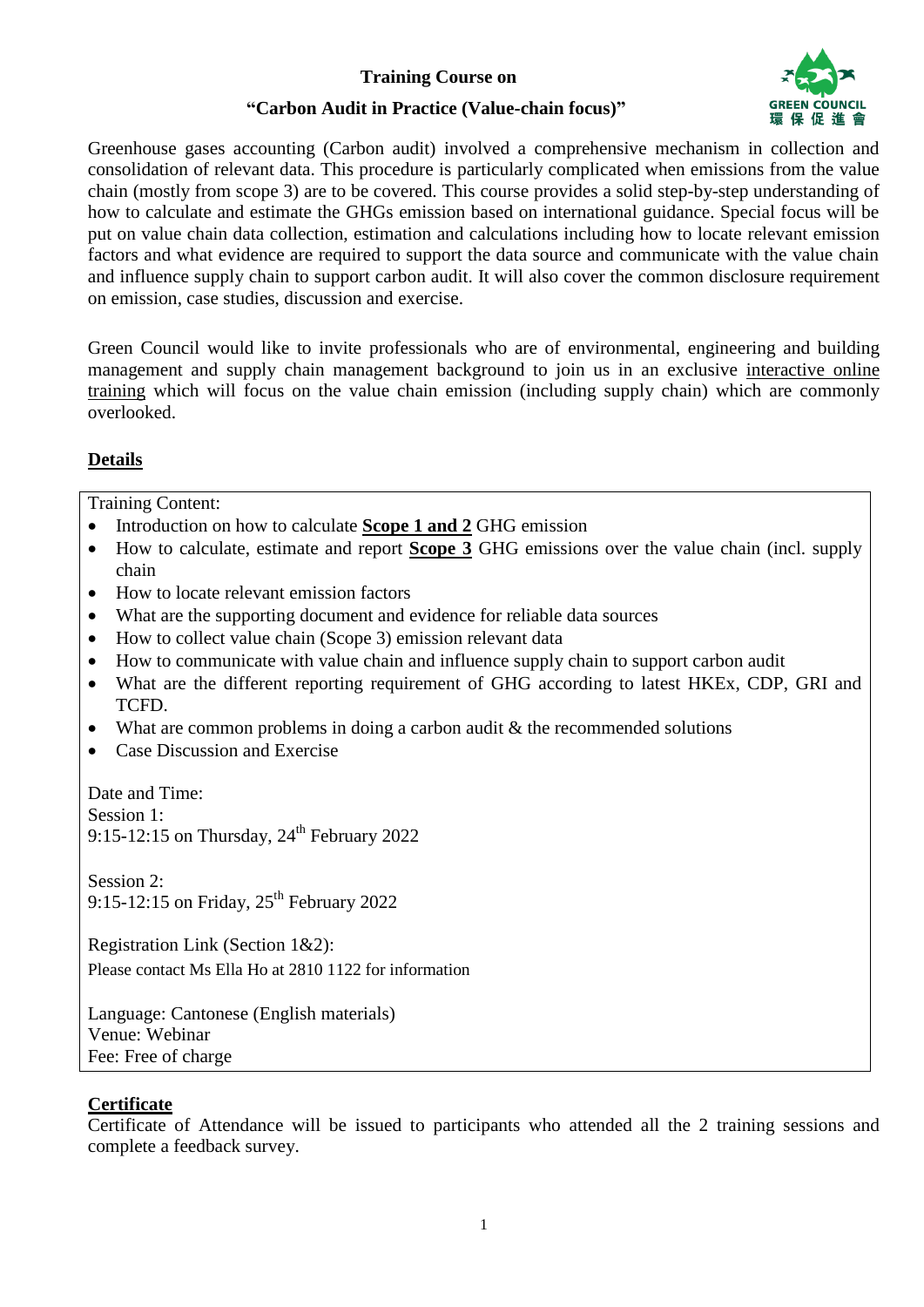**Training Course on**

**"Carbon Audit in Practice (Value-chain focus)"**

GREEN COUNCIL 環保促進會

Greenhouse gases accounting (Carbon audit) involved a comprehensive mechanism in collection and consolidation of relevant data. This procedure is particularly complicated when emissions from the value chain (mostly from scope 3) are to be covered. This course provides a solid step-by-step understanding of how to calculate and estimate the GHGs emission based on international guidance. Special focus will be put on value chain data collection, estimation and calculations including how to locate relevant emission factors and what evidence are required to support the data source and communicate with the value chain and influence supply chain to support carbon audit. It will also cover the common disclosure requirement on emission, case studies, discussion and exercise.

Green Council would like to invite professionals who are of environmental, engineering and building management and supply chain management background to join us in an exclusive interactive online training which will focus on the value chain emission (including supply chain) which are commonly overlooked.

## Details

Training Content:

- Introduction on how to calculate **Scope 1 and 2** GHG emission
- How to calculate, estimate and report **Scope 3** GHG emissions over the value chain (incl. supply chain
- How to locate relevant emission factors
- What are the supporting document and evidence for reliable data sources
- How to collect value chain (Scope 3) emission relevant data
- How to communicate with value chain and influence supply chain to support carbon audit
- What are the different reporting requirement of GHG according to latest HKEx, CDP, GRI and TCFD.
- What are common problems in doing a carbon audit & the recommended solutions
- Case Discussion and Exercise

Date and Time:

Session 1:
9:15-12:15 on Thursday, 24th February 2022

Session 2:
9:15-12:15 on Friday, 25th February 2022

Registration Link (Section 1&2):
Please contact Ms Ella Ho at 2810 1122 for information

Language: Cantonese (English materials)
Venue: Webinar
Fee: Free of charge

## Certificate

Certificate of Attendance will be issued to participants who attended all the 2 training sessions and complete a feedback survey.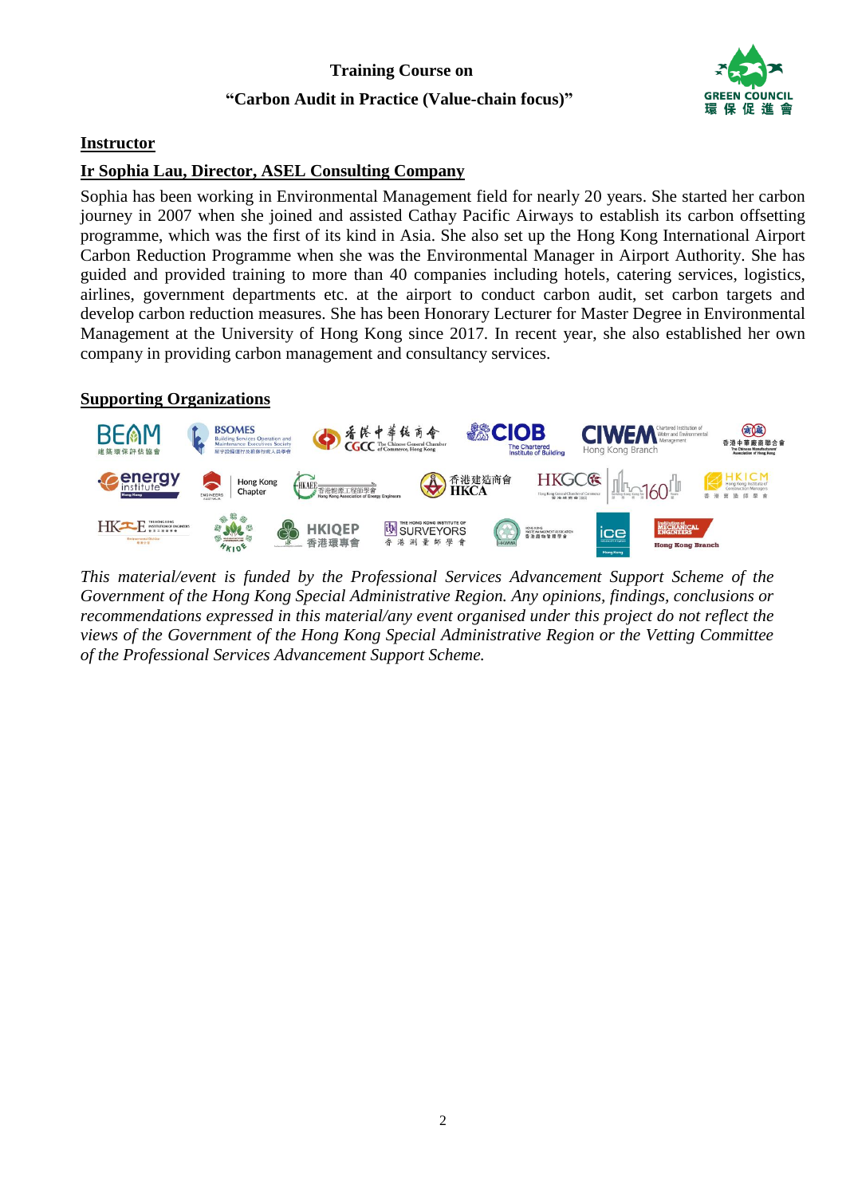**Training Course on**

**"Carbon Audit in Practice (Value-chain focus)"**

## Instructor

### Ir Sophia Lau, Director, ASEL Consulting Company

Sophia has been working in Environmental Management field for nearly 20 years. She started her carbon journey in 2007 when she joined and assisted Cathay Pacific Airways to establish its carbon offsetting programme, which was the first of its kind in Asia. She also set up the Hong Kong International Airport Carbon Reduction Programme when she was the Environmental Manager in Airport Authority. She has guided and provided training to more than 40 companies including hotels, catering services, logistics, airlines, government departments etc. at the airport to conduct carbon audit, set carbon targets and develop carbon reduction measures. She has been Honorary Lecturer for Master Degree in Environmental Management at the University of Hong Kong since 2017. In recent year, she also established her own company in providing carbon management and consultancy services.

## Supporting Organizations

*This material/event is funded by the Professional Services Advancement Support Scheme of the Government of the Hong Kong Special Administrative Region. Any opinions, findings, conclusions or recommendations expressed in this material/any event organised under this project do not reflect the views of the Government of the Hong Kong Special Administrative Region or the Vetting Committee of the Professional Services Advancement Support Scheme.*